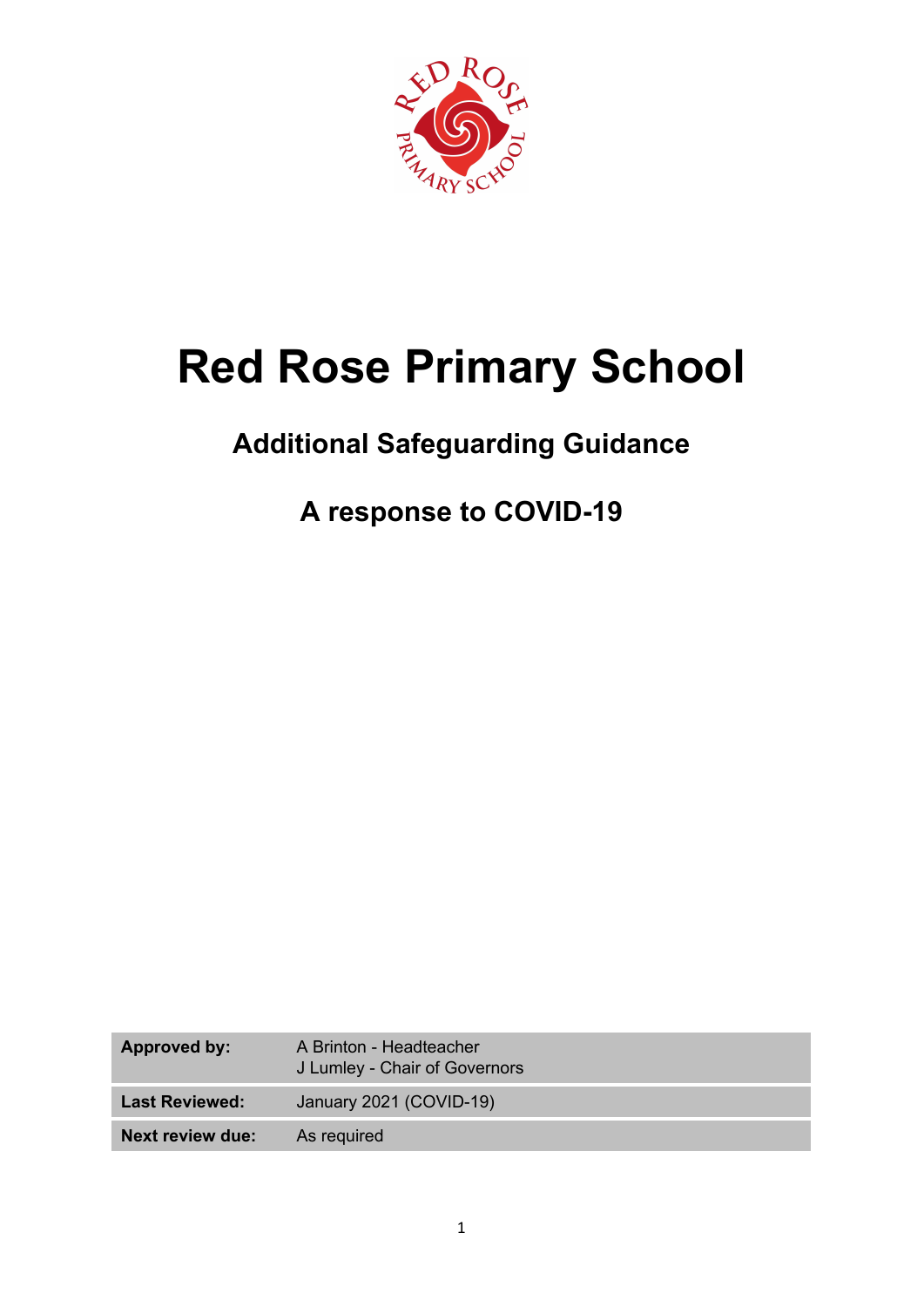# Red Rose Primary School

## Additional Safeguarding Guidance

## A response to COVID-19

| | |
|---|---|
| **Approved by:** | A Brinton - Headteacher<br>J Lumley - Chair of Governors |
| **Last Reviewed:** | January 2021 (COVID-19) |
| **Next review due:** | As required |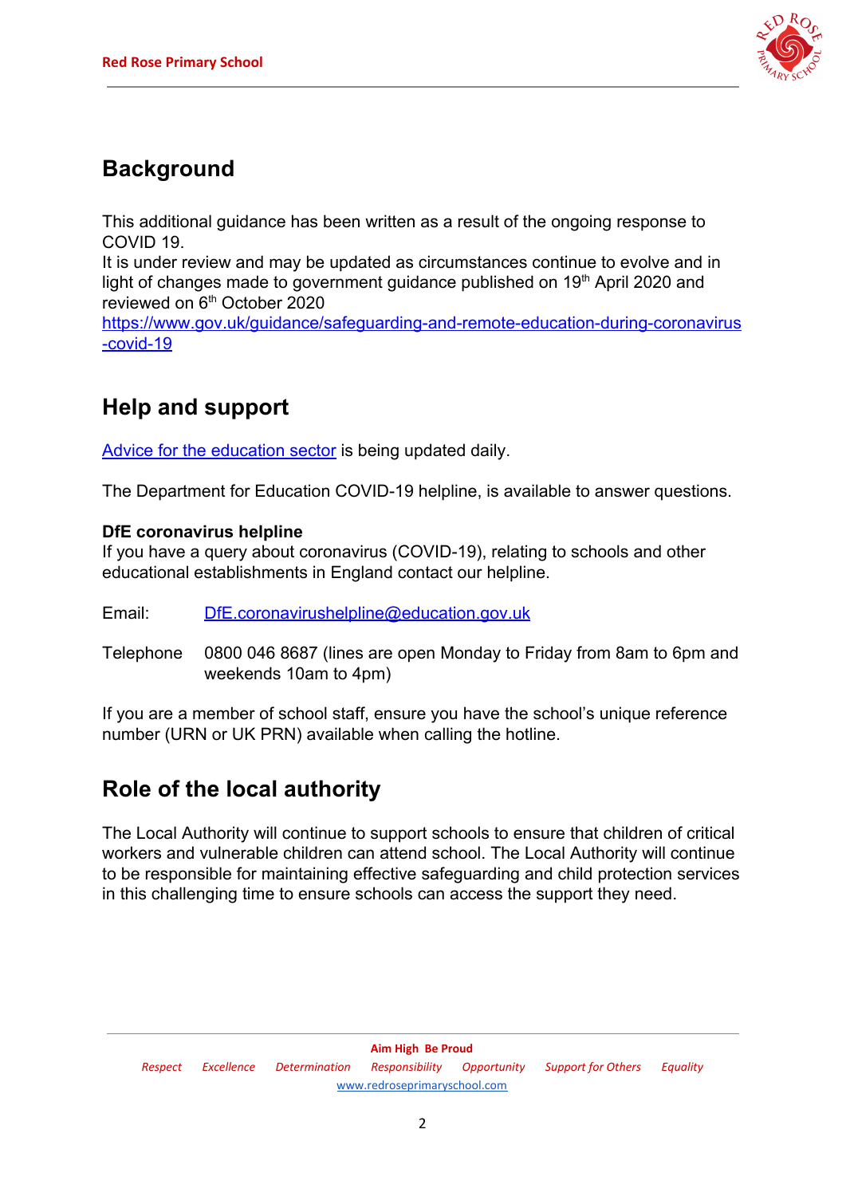## Background

This additional guidance has been written as a result of the ongoing response to COVID 19.
It is under review and may be updated as circumstances continue to evolve and in light of changes made to government guidance published on 19th April 2020 and reviewed on 6th October 2020
[https://www.gov.uk/guidance/safeguarding-and-remote-education-during-coronavirus-covid-19](https://www.gov.uk/guidance/safeguarding-and-remote-education-during-coronavirus-covid-19)

## Help and support

[Advice for the education sector](#) is being updated daily.

The Department for Education COVID-19 helpline, is available to answer questions.

**DfE coronavirus helpline**
If you have a query about coronavirus (COVID-19), relating to schools and other educational establishments in England contact our helpline.

Email: [DfE.coronavirushelpline@education.gov.uk](mailto:DfE.coronavirushelpline@education.gov.uk)

Telephone 0800 046 8687 (lines are open Monday to Friday from 8am to 6pm and weekends 10am to 4pm)

If you are a member of school staff, ensure you have the school's unique reference number (URN or UK PRN) available when calling the hotline.

## Role of the local authority

The Local Authority will continue to support schools to ensure that children of critical workers and vulnerable children can attend school. The Local Authority will continue to be responsible for maintaining effective safeguarding and child protection services in this challenging time to ensure schools can access the support they need.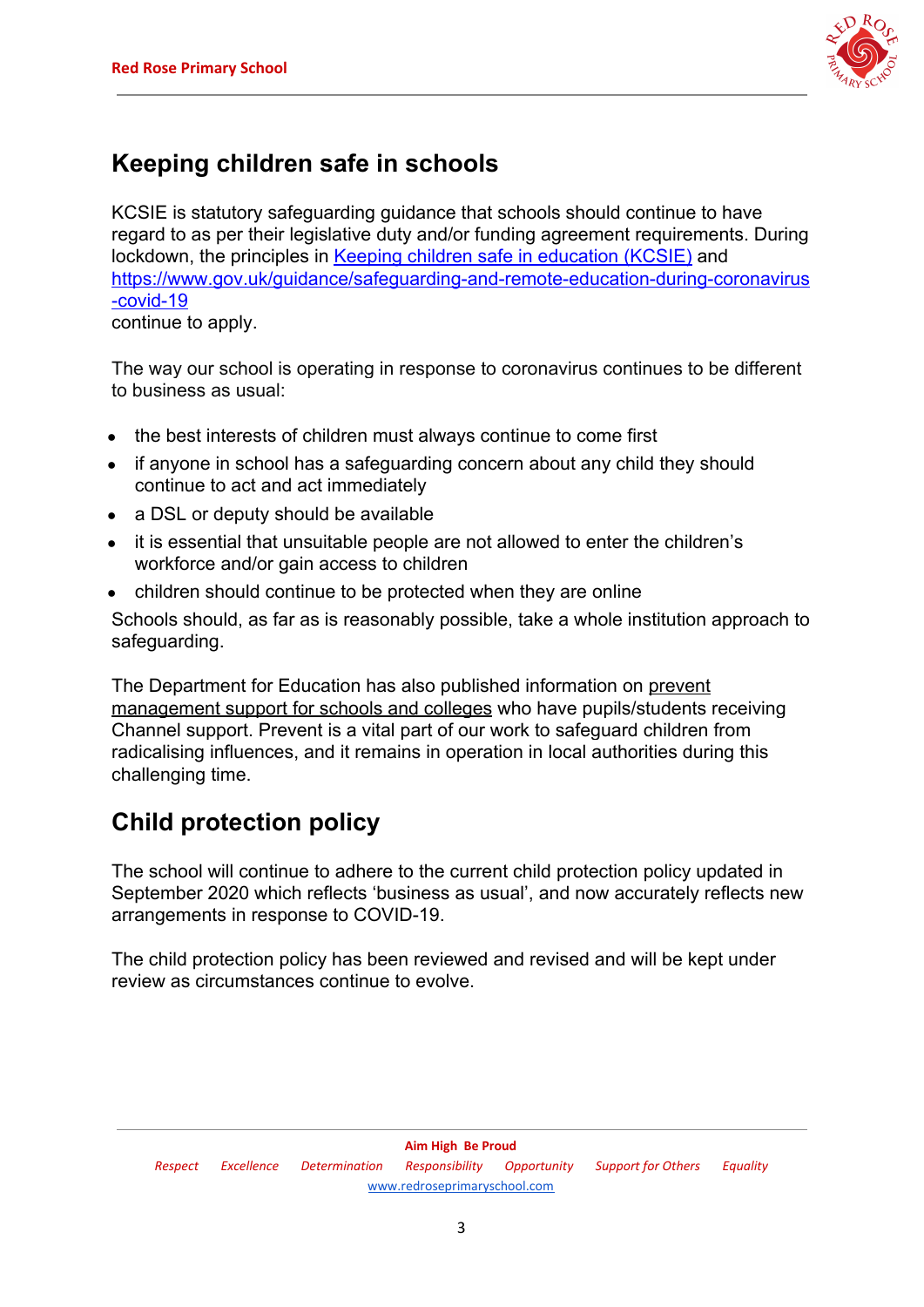## Keeping children safe in schools

KCSIE is statutory safeguarding guidance that schools should continue to have regard to as per their legislative duty and/or funding agreement requirements. During lockdown, the principles in [Keeping children safe in education (KCSIE)](https://www.gov.uk/government/publications/keeping-children-safe-in-education--2) and [https://www.gov.uk/guidance/safeguarding-and-remote-education-during-coronavirus-covid-19](https://www.gov.uk/guidance/safeguarding-and-remote-education-during-coronavirus-covid-19) continue to apply.

The way our school is operating in response to coronavirus continues to be different to business as usual:

- the best interests of children must always continue to come first
- if anyone in school has a safeguarding concern about any child they should continue to act and act immediately
- a DSL or deputy should be available
- it is essential that unsuitable people are not allowed to enter the children's workforce and/or gain access to children
- children should continue to be protected when they are online

Schools should, as far as is reasonably possible, take a whole institution approach to safeguarding.

The Department for Education has also published information on prevent management support for schools and colleges who have pupils/students receiving Channel support. Prevent is a vital part of our work to safeguard children from radicalising influences, and it remains in operation in local authorities during this challenging time.

## Child protection policy

The school will continue to adhere to the current child protection policy updated in September 2020 which reflects 'business as usual', and now accurately reflects new arrangements in response to COVID-19.

The child protection policy has been reviewed and revised and will be kept under review as circumstances continue to evolve.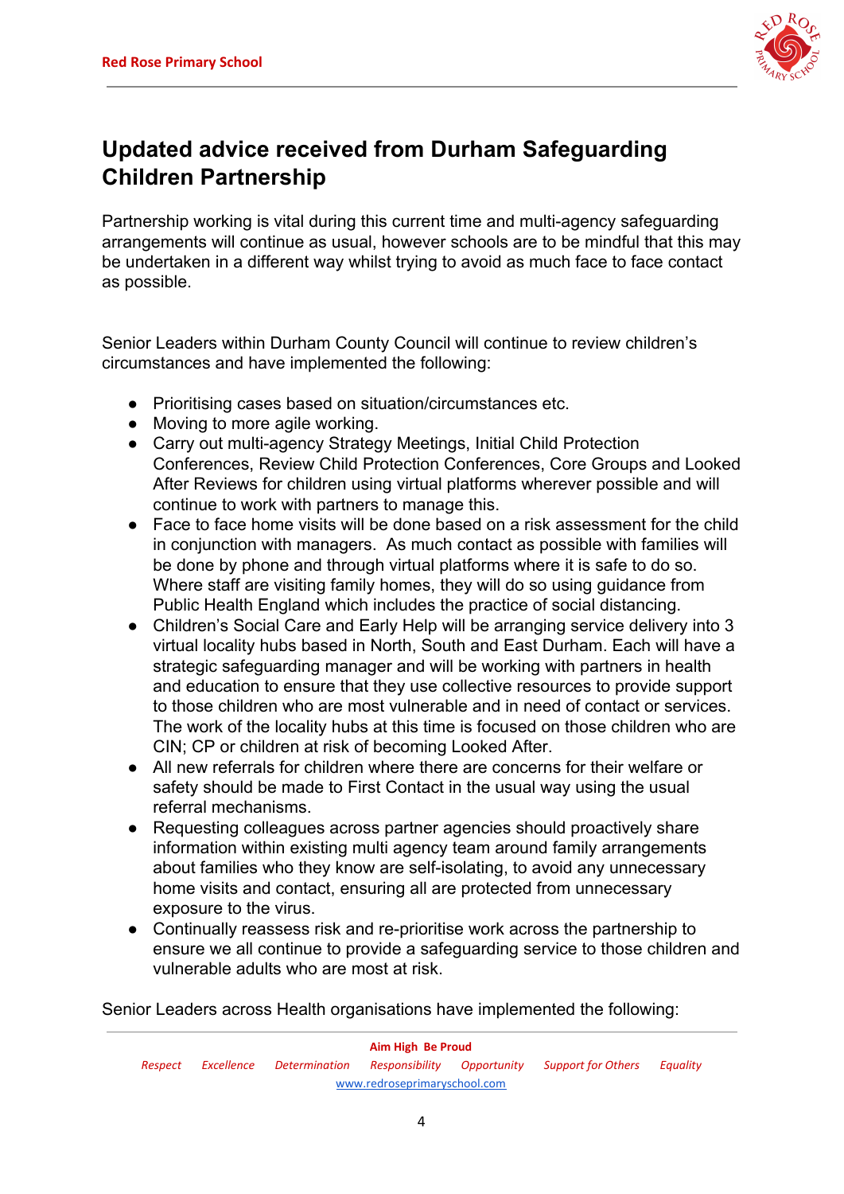## Updated advice received from Durham Safeguarding Children Partnership

Partnership working is vital during this current time and multi-agency safeguarding arrangements will continue as usual, however schools are to be mindful that this may be undertaken in a different way whilst trying to avoid as much face to face contact as possible.

Senior Leaders within Durham County Council will continue to review children's circumstances and have implemented the following:

- Prioritising cases based on situation/circumstances etc.
- Moving to more agile working.
- Carry out multi-agency Strategy Meetings, Initial Child Protection Conferences, Review Child Protection Conferences, Core Groups and Looked After Reviews for children using virtual platforms wherever possible and will continue to work with partners to manage this.
- Face to face home visits will be done based on a risk assessment for the child in conjunction with managers. As much contact as possible with families will be done by phone and through virtual platforms where it is safe to do so. Where staff are visiting family homes, they will do so using guidance from Public Health England which includes the practice of social distancing.
- Children's Social Care and Early Help will be arranging service delivery into 3 virtual locality hubs based in North, South and East Durham. Each will have a strategic safeguarding manager and will be working with partners in health and education to ensure that they use collective resources to provide support to those children who are most vulnerable and in need of contact or services. The work of the locality hubs at this time is focused on those children who are CIN; CP or children at risk of becoming Looked After.
- All new referrals for children where there are concerns for their welfare or safety should be made to First Contact in the usual way using the usual referral mechanisms.
- Requesting colleagues across partner agencies should proactively share information within existing multi agency team around family arrangements about families who they know are self-isolating, to avoid any unnecessary home visits and contact, ensuring all are protected from unnecessary exposure to the virus.
- Continually reassess risk and re-prioritise work across the partnership to ensure we all continue to provide a safeguarding service to those children and vulnerable adults who are most at risk.

Senior Leaders across Health organisations have implemented the following: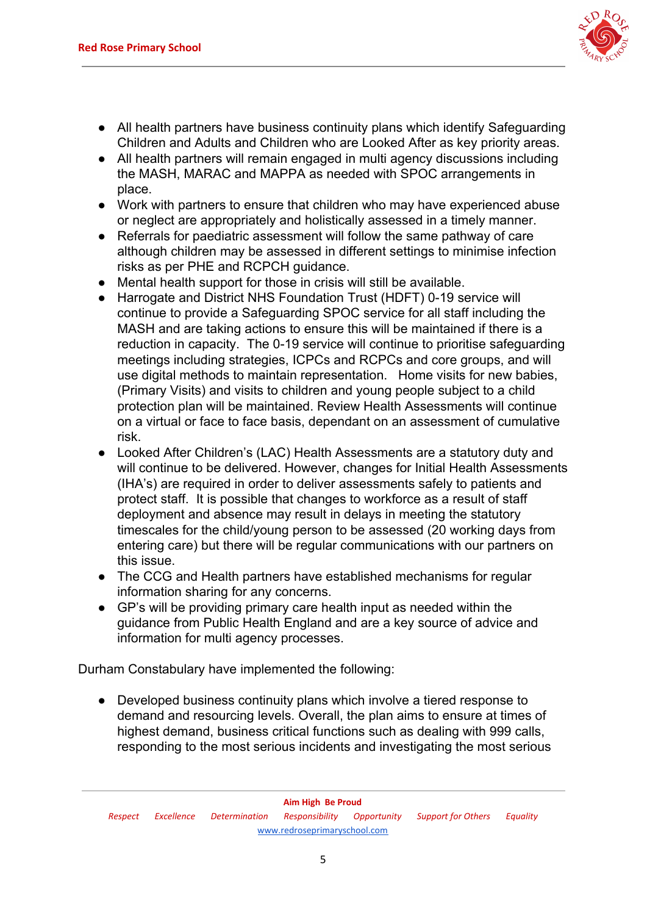- All health partners have business continuity plans which identify Safeguarding Children and Adults and Children who are Looked After as key priority areas.
- All health partners will remain engaged in multi agency discussions including the MASH, MARAC and MAPPA as needed with SPOC arrangements in place.
- Work with partners to ensure that children who may have experienced abuse or neglect are appropriately and holistically assessed in a timely manner.
- Referrals for paediatric assessment will follow the same pathway of care although children may be assessed in different settings to minimise infection risks as per PHE and RCPCH guidance.
- Mental health support for those in crisis will still be available.
- Harrogate and District NHS Foundation Trust (HDFT) 0-19 service will continue to provide a Safeguarding SPOC service for all staff including the MASH and are taking actions to ensure this will be maintained if there is a reduction in capacity. The 0-19 service will continue to prioritise safeguarding meetings including strategies, ICPCs and RCPCs and core groups, and will use digital methods to maintain representation. Home visits for new babies, (Primary Visits) and visits to children and young people subject to a child protection plan will be maintained. Review Health Assessments will continue on a virtual or face to face basis, dependant on an assessment of cumulative risk.
- Looked After Children's (LAC) Health Assessments are a statutory duty and will continue to be delivered. However, changes for Initial Health Assessments (IHA's) are required in order to deliver assessments safely to patients and protect staff. It is possible that changes to workforce as a result of staff deployment and absence may result in delays in meeting the statutory timescales for the child/young person to be assessed (20 working days from entering care) but there will be regular communications with our partners on this issue.
- The CCG and Health partners have established mechanisms for regular information sharing for any concerns.
- GP's will be providing primary care health input as needed within the guidance from Public Health England and are a key source of advice and information for multi agency processes.

Durham Constabulary have implemented the following:

- Developed business continuity plans which involve a tiered response to demand and resourcing levels. Overall, the plan aims to ensure at times of highest demand, business critical functions such as dealing with 999 calls, responding to the most serious incidents and investigating the most serious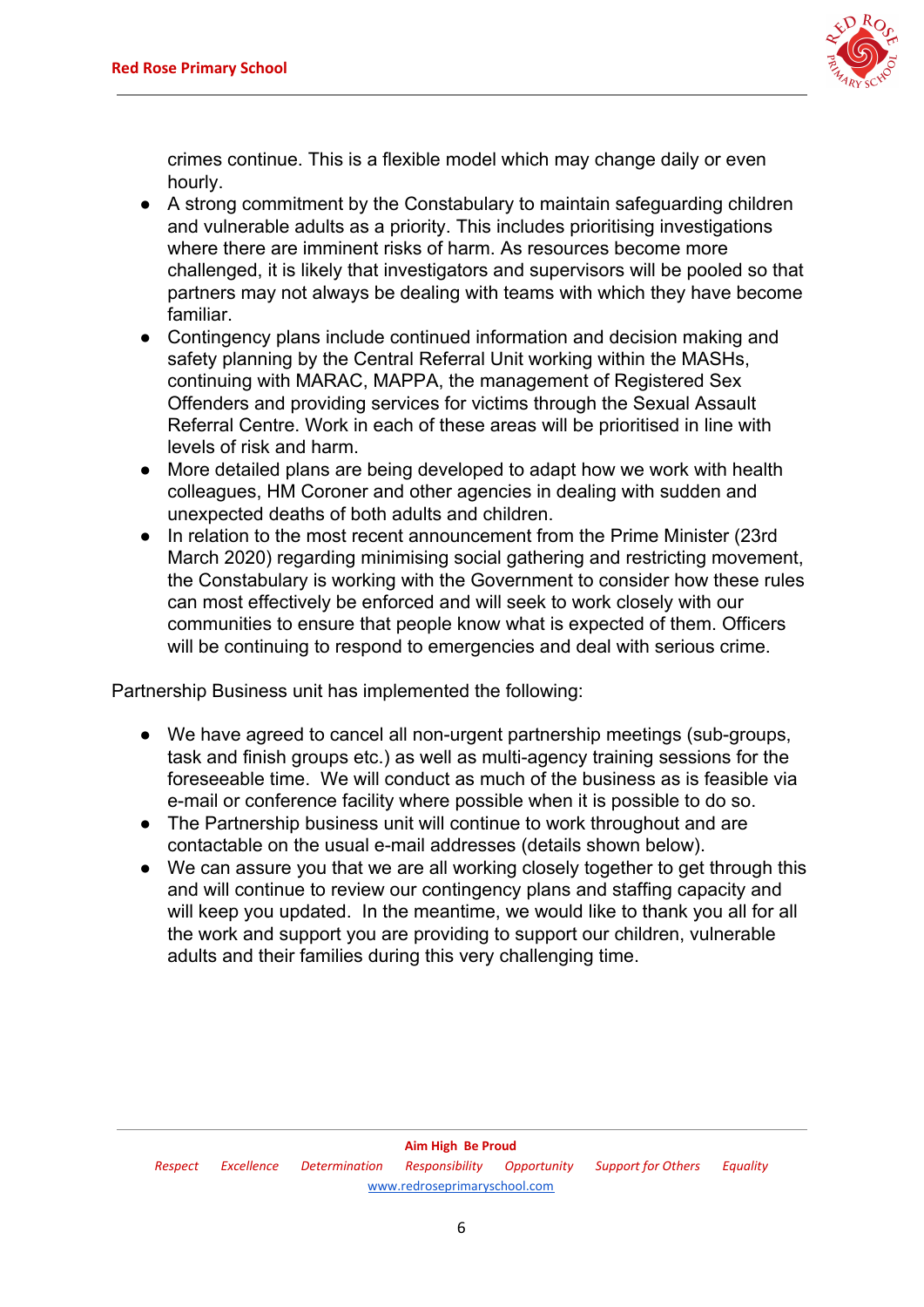crimes continue. This is a flexible model which may change daily or even hourly.

- A strong commitment by the Constabulary to maintain safeguarding children and vulnerable adults as a priority. This includes prioritising investigations where there are imminent risks of harm. As resources become more challenged, it is likely that investigators and supervisors will be pooled so that partners may not always be dealing with teams with which they have become familiar.
- Contingency plans include continued information and decision making and safety planning by the Central Referral Unit working within the MASHs, continuing with MARAC, MAPPA, the management of Registered Sex Offenders and providing services for victims through the Sexual Assault Referral Centre. Work in each of these areas will be prioritised in line with levels of risk and harm.
- More detailed plans are being developed to adapt how we work with health colleagues, HM Coroner and other agencies in dealing with sudden and unexpected deaths of both adults and children.
- In relation to the most recent announcement from the Prime Minister (23rd March 2020) regarding minimising social gathering and restricting movement, the Constabulary is working with the Government to consider how these rules can most effectively be enforced and will seek to work closely with our communities to ensure that people know what is expected of them. Officers will be continuing to respond to emergencies and deal with serious crime.

Partnership Business unit has implemented the following:

- We have agreed to cancel all non-urgent partnership meetings (sub-groups, task and finish groups etc.) as well as multi-agency training sessions for the foreseeable time. We will conduct as much of the business as is feasible via e-mail or conference facility where possible when it is possible to do so.
- The Partnership business unit will continue to work throughout and are contactable on the usual e-mail addresses (details shown below).
- We can assure you that we are all working closely together to get through this and will continue to review our contingency plans and staffing capacity and will keep you updated. In the meantime, we would like to thank you all for all the work and support you are providing to support our children, vulnerable adults and their families during this very challenging time.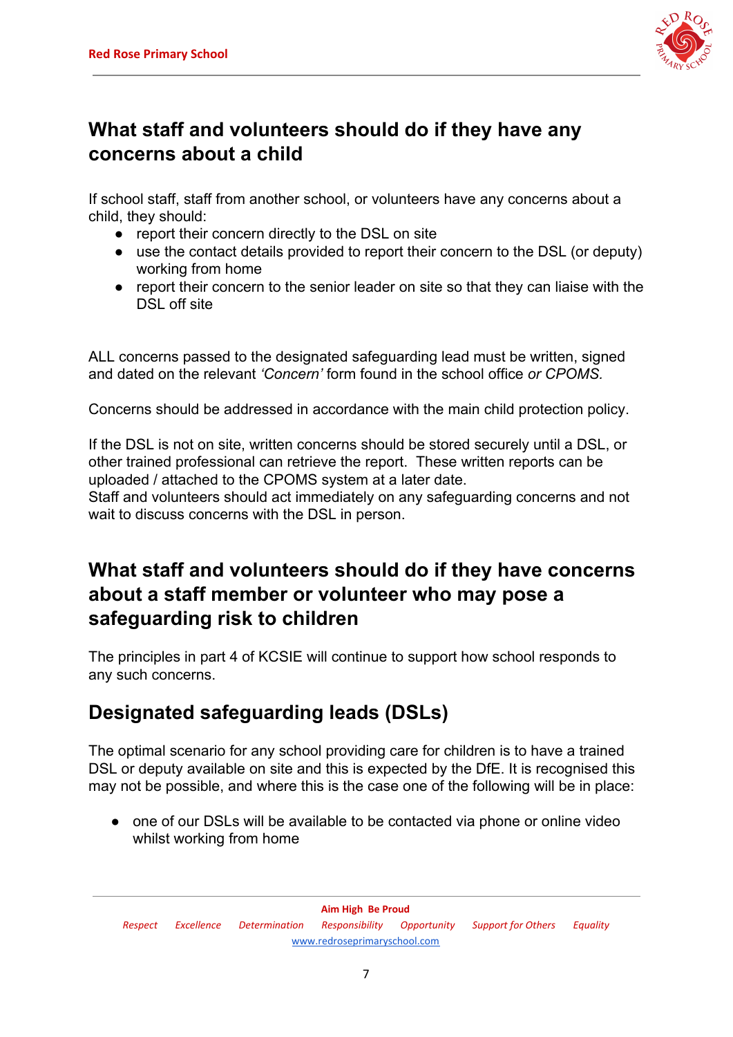## What staff and volunteers should do if they have any concerns about a child

If school staff, staff from another school, or volunteers have any concerns about a child, they should:

- report their concern directly to the DSL on site
- use the contact details provided to report their concern to the DSL (or deputy) working from home
- report their concern to the senior leader on site so that they can liaise with the DSL off site

ALL concerns passed to the designated safeguarding lead must be written, signed and dated on the relevant *'Concern'* form found in the school office *or CPOMS.*

Concerns should be addressed in accordance with the main child protection policy.

If the DSL is not on site, written concerns should be stored securely until a DSL, or other trained professional can retrieve the report. These written reports can be uploaded / attached to the CPOMS system at a later date.
Staff and volunteers should act immediately on any safeguarding concerns and not wait to discuss concerns with the DSL in person.

## What staff and volunteers should do if they have concerns about a staff member or volunteer who may pose a safeguarding risk to children

The principles in part 4 of KCSIE will continue to support how school responds to any such concerns.

## Designated safeguarding leads (DSLs)

The optimal scenario for any school providing care for children is to have a trained DSL or deputy available on site and this is expected by the DfE. It is recognised this may not be possible, and where this is the case one of the following will be in place:

- one of our DSLs will be available to be contacted via phone or online video whilst working from home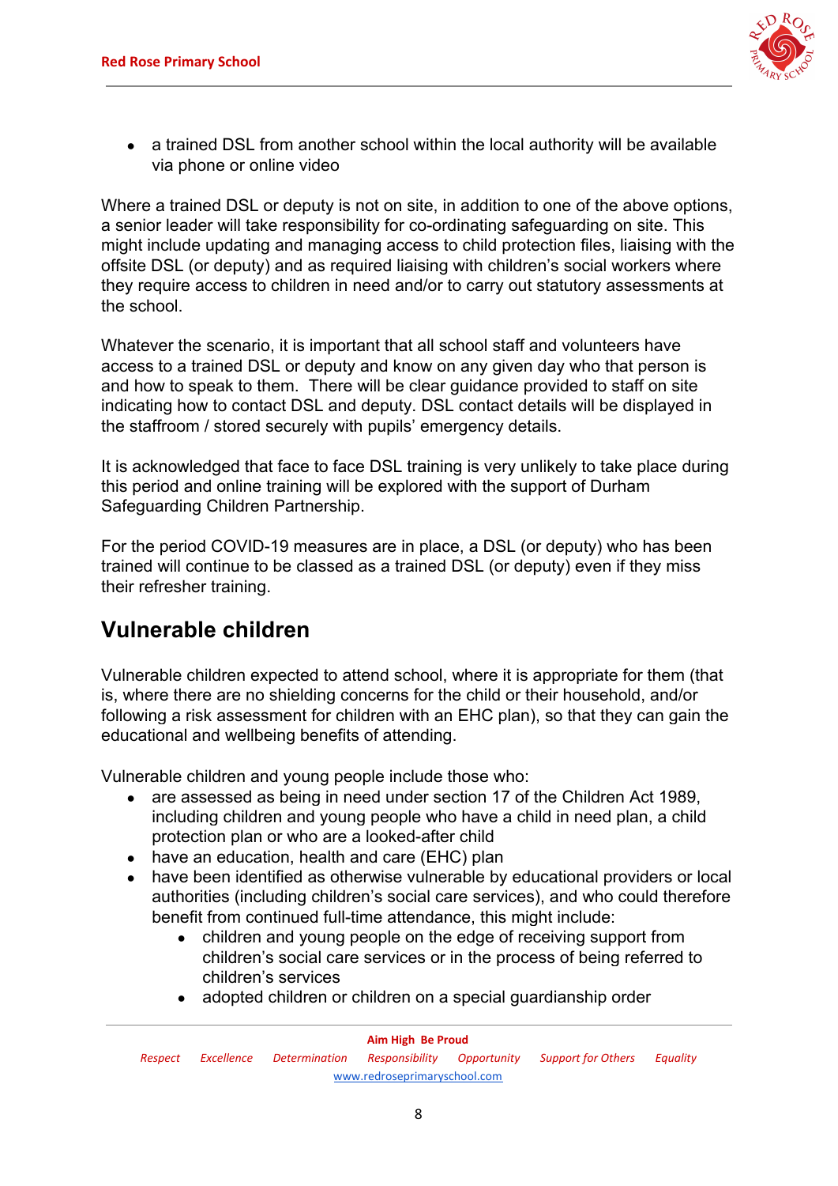- a trained DSL from another school within the local authority will be available via phone or online video

Where a trained DSL or deputy is not on site, in addition to one of the above options, a senior leader will take responsibility for co-ordinating safeguarding on site. This might include updating and managing access to child protection files, liaising with the offsite DSL (or deputy) and as required liaising with children's social workers where they require access to children in need and/or to carry out statutory assessments at the school.

Whatever the scenario, it is important that all school staff and volunteers have access to a trained DSL or deputy and know on any given day who that person is and how to speak to them. There will be clear guidance provided to staff on site indicating how to contact DSL and deputy. DSL contact details will be displayed in the staffroom / stored securely with pupils' emergency details.

It is acknowledged that face to face DSL training is very unlikely to take place during this period and online training will be explored with the support of Durham Safeguarding Children Partnership.

For the period COVID-19 measures are in place, a DSL (or deputy) who has been trained will continue to be classed as a trained DSL (or deputy) even if they miss their refresher training.

## Vulnerable children

Vulnerable children expected to attend school, where it is appropriate for them (that is, where there are no shielding concerns for the child or their household, and/or following a risk assessment for children with an EHC plan), so that they can gain the educational and wellbeing benefits of attending.

Vulnerable children and young people include those who:

- are assessed as being in need under section 17 of the Children Act 1989, including children and young people who have a child in need plan, a child protection plan or who are a looked-after child
- have an education, health and care (EHC) plan
- have been identified as otherwise vulnerable by educational providers or local authorities (including children's social care services), and who could therefore benefit from continued full-time attendance, this might include:
  - children and young people on the edge of receiving support from children's social care services or in the process of being referred to children's services
  - adopted children or children on a special guardianship order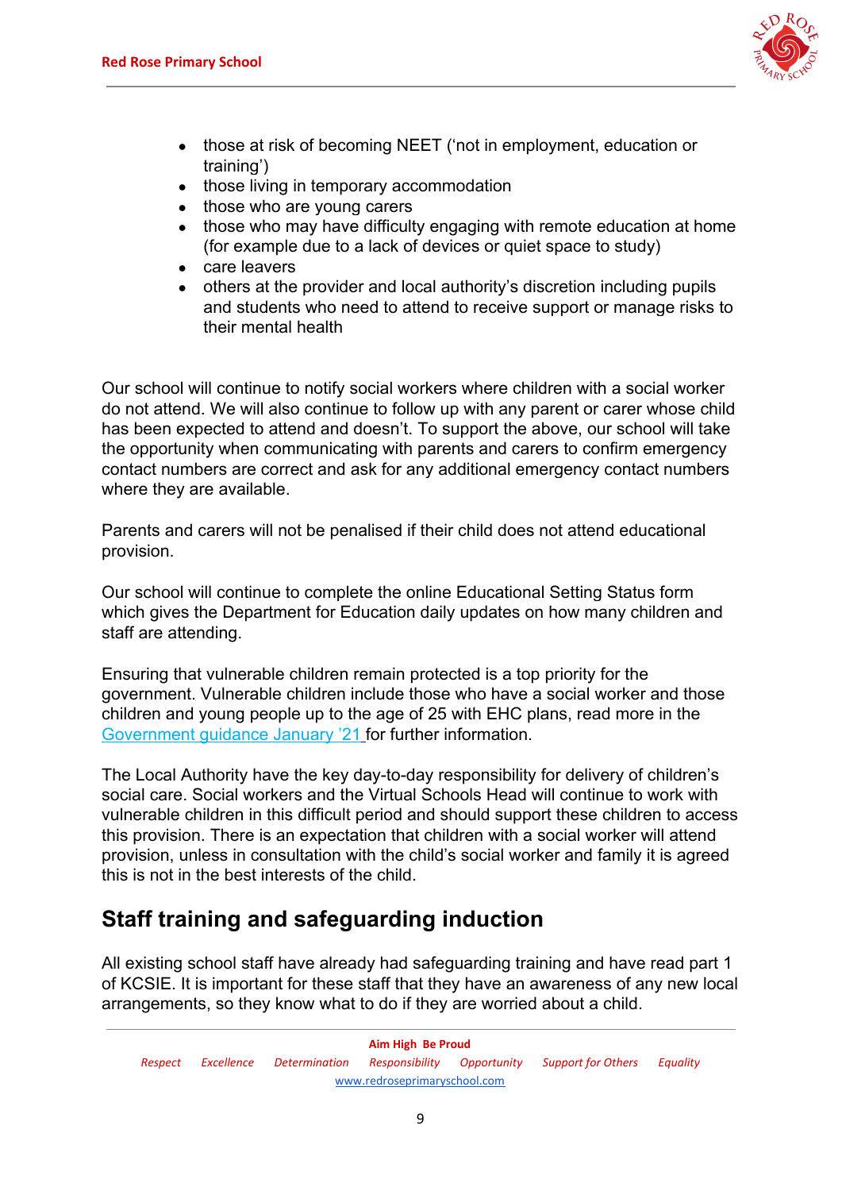- those at risk of becoming NEET ('not in employment, education or training')
- those living in temporary accommodation
- those who are young carers
- those who may have difficulty engaging with remote education at home (for example due to a lack of devices or quiet space to study)
- care leavers
- others at the provider and local authority's discretion including pupils and students who need to attend to receive support or manage risks to their mental health

Our school will continue to notify social workers where children with a social worker do not attend. We will also continue to follow up with any parent or carer whose child has been expected to attend and doesn't. To support the above, our school will take the opportunity when communicating with parents and carers to confirm emergency contact numbers are correct and ask for any additional emergency contact numbers where they are available.

Parents and carers will not be penalised if their child does not attend educational provision.

Our school will continue to complete the online Educational Setting Status form which gives the Department for Education daily updates on how many children and staff are attending.

Ensuring that vulnerable children remain protected is a top priority for the government. Vulnerable children include those who have a social worker and those children and young people up to the age of 25 with EHC plans, read more in the Government guidance January '21 for further information.

The Local Authority have the key day-to-day responsibility for delivery of children's social care. Social workers and the Virtual Schools Head will continue to work with vulnerable children in this difficult period and should support these children to access this provision. There is an expectation that children with a social worker will attend provision, unless in consultation with the child's social worker and family it is agreed this is not in the best interests of the child.

## Staff training and safeguarding induction

All existing school staff have already had safeguarding training and have read part 1 of KCSIE. It is important for these staff that they have an awareness of any new local arrangements, so they know what to do if they are worried about a child.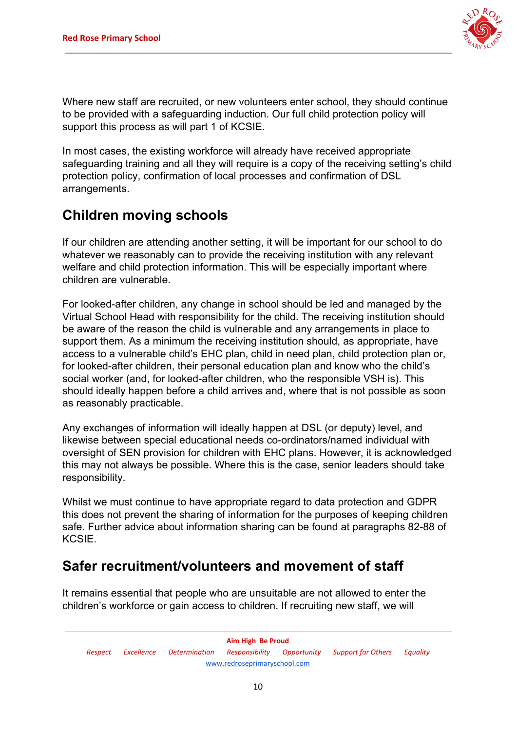Where new staff are recruited, or new volunteers enter school, they should continue to be provided with a safeguarding induction. Our full child protection policy will support this process as will part 1 of KCSIE.

In most cases, the existing workforce will already have received appropriate safeguarding training and all they will require is a copy of the receiving setting's child protection policy, confirmation of local processes and confirmation of DSL arrangements.

## Children moving schools

If our children are attending another setting, it will be important for our school to do whatever we reasonably can to provide the receiving institution with any relevant welfare and child protection information. This will be especially important where children are vulnerable.

For looked-after children, any change in school should be led and managed by the Virtual School Head with responsibility for the child. The receiving institution should be aware of the reason the child is vulnerable and any arrangements in place to support them. As a minimum the receiving institution should, as appropriate, have access to a vulnerable child's EHC plan, child in need plan, child protection plan or, for looked-after children, their personal education plan and know who the child's social worker (and, for looked-after children, who the responsible VSH is). This should ideally happen before a child arrives and, where that is not possible as soon as reasonably practicable.

Any exchanges of information will ideally happen at DSL (or deputy) level, and likewise between special educational needs co-ordinators/named individual with oversight of SEN provision for children with EHC plans. However, it is acknowledged this may not always be possible. Where this is the case, senior leaders should take responsibility.

Whilst we must continue to have appropriate regard to data protection and GDPR this does not prevent the sharing of information for the purposes of keeping children safe. Further advice about information sharing can be found at paragraphs 82-88 of KCSIE.

## Safer recruitment/volunteers and movement of staff

It remains essential that people who are unsuitable are not allowed to enter the children's workforce or gain access to children. If recruiting new staff, we will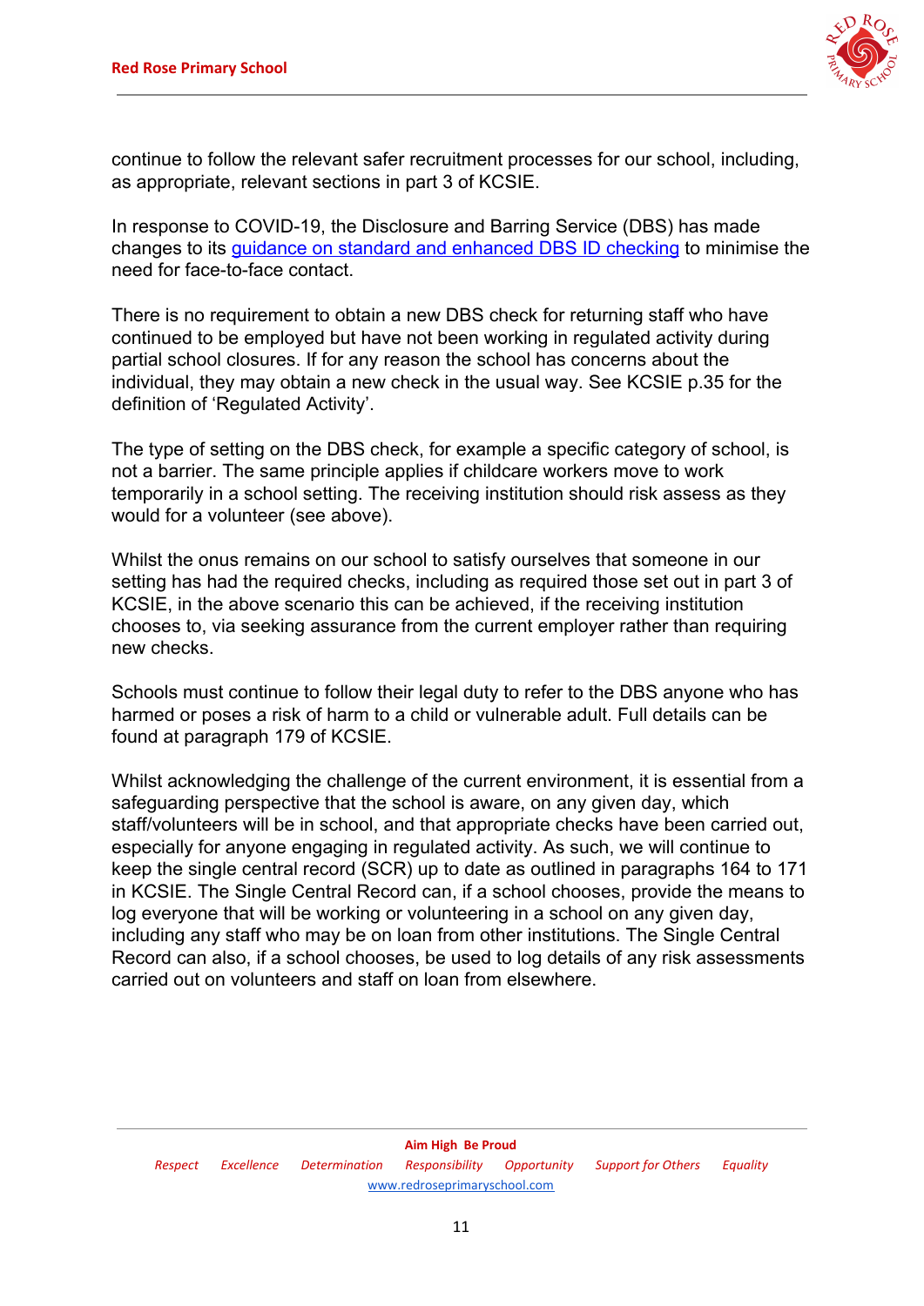continue to follow the relevant safer recruitment processes for our school, including, as appropriate, relevant sections in part 3 of KCSIE.

In response to COVID-19, the Disclosure and Barring Service (DBS) has made changes to its [guidance on standard and enhanced DBS ID checking]() to minimise the need for face-to-face contact.

There is no requirement to obtain a new DBS check for returning staff who have continued to be employed but have not been working in regulated activity during partial school closures. If for any reason the school has concerns about the individual, they may obtain a new check in the usual way. See KCSIE p.35 for the definition of 'Regulated Activity'.

The type of setting on the DBS check, for example a specific category of school, is not a barrier. The same principle applies if childcare workers move to work temporarily in a school setting. The receiving institution should risk assess as they would for a volunteer (see above).

Whilst the onus remains on our school to satisfy ourselves that someone in our setting has had the required checks, including as required those set out in part 3 of KCSIE, in the above scenario this can be achieved, if the receiving institution chooses to, via seeking assurance from the current employer rather than requiring new checks.

Schools must continue to follow their legal duty to refer to the DBS anyone who has harmed or poses a risk of harm to a child or vulnerable adult. Full details can be found at paragraph 179 of KCSIE.

Whilst acknowledging the challenge of the current environment, it is essential from a safeguarding perspective that the school is aware, on any given day, which staff/volunteers will be in school, and that appropriate checks have been carried out, especially for anyone engaging in regulated activity. As such, we will continue to keep the single central record (SCR) up to date as outlined in paragraphs 164 to 171 in KCSIE. The Single Central Record can, if a school chooses, provide the means to log everyone that will be working or volunteering in a school on any given day, including any staff who may be on loan from other institutions. The Single Central Record can also, if a school chooses, be used to log details of any risk assessments carried out on volunteers and staff on loan from elsewhere.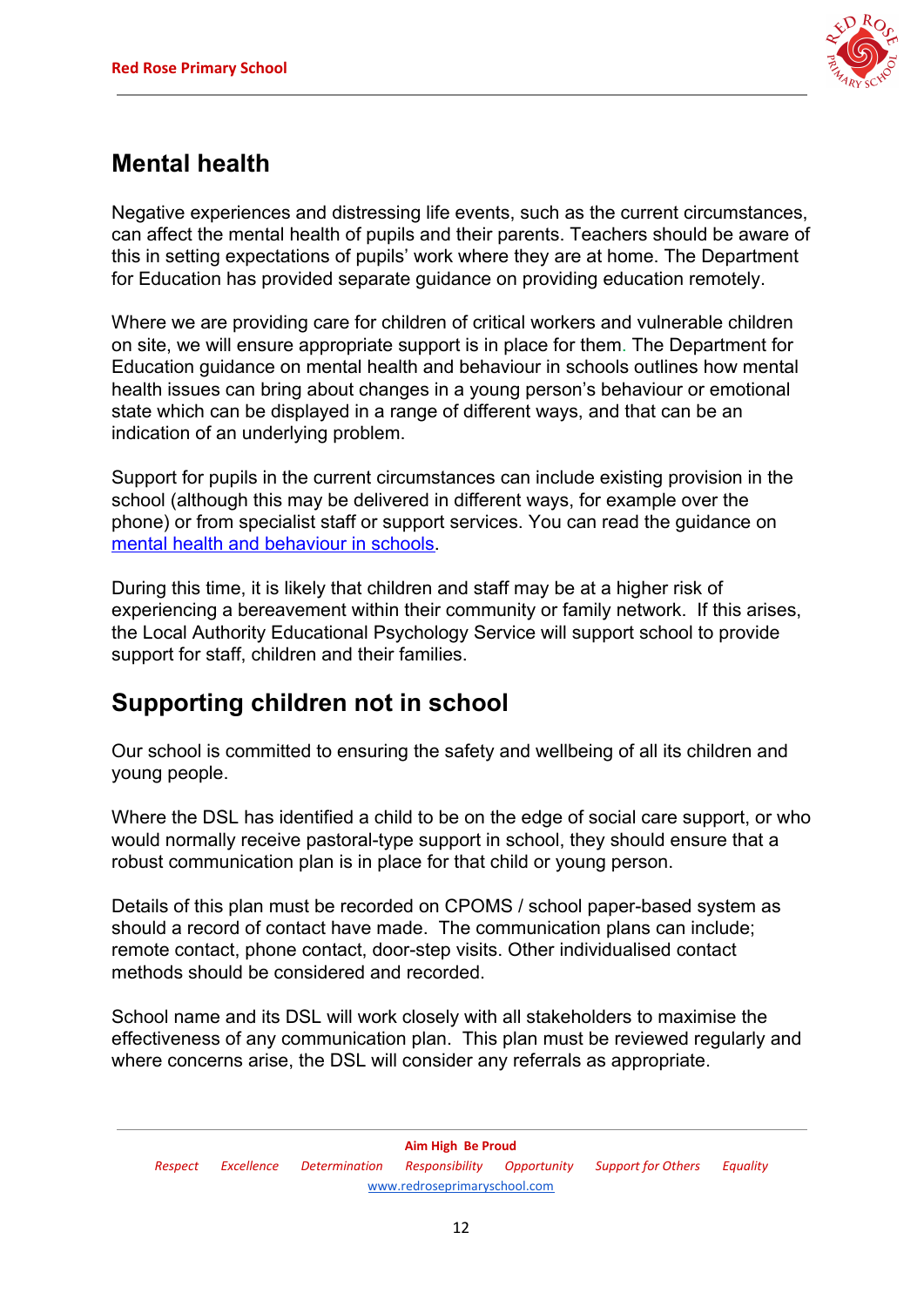## Mental health

Negative experiences and distressing life events, such as the current circumstances, can affect the mental health of pupils and their parents. Teachers should be aware of this in setting expectations of pupils' work where they are at home. The Department for Education has provided separate guidance on providing education remotely.

Where we are providing care for children of critical workers and vulnerable children on site, we will ensure appropriate support is in place for them. The Department for Education guidance on mental health and behaviour in schools outlines how mental health issues can bring about changes in a young person's behaviour or emotional state which can be displayed in a range of different ways, and that can be an indication of an underlying problem.

Support for pupils in the current circumstances can include existing provision in the school (although this may be delivered in different ways, for example over the phone) or from specialist staff or support services. You can read the guidance on [mental health and behaviour in schools](mental health and behaviour in schools).

During this time, it is likely that children and staff may be at a higher risk of experiencing a bereavement within their community or family network. If this arises, the Local Authority Educational Psychology Service will support school to provide support for staff, children and their families.

## Supporting children not in school

Our school is committed to ensuring the safety and wellbeing of all its children and young people.

Where the DSL has identified a child to be on the edge of social care support, or who would normally receive pastoral-type support in school, they should ensure that a robust communication plan is in place for that child or young person.

Details of this plan must be recorded on CPOMS / school paper-based system as should a record of contact have made. The communication plans can include; remote contact, phone contact, door-step visits. Other individualised contact methods should be considered and recorded.

School name and its DSL will work closely with all stakeholders to maximise the effectiveness of any communication plan. This plan must be reviewed regularly and where concerns arise, the DSL will consider any referrals as appropriate.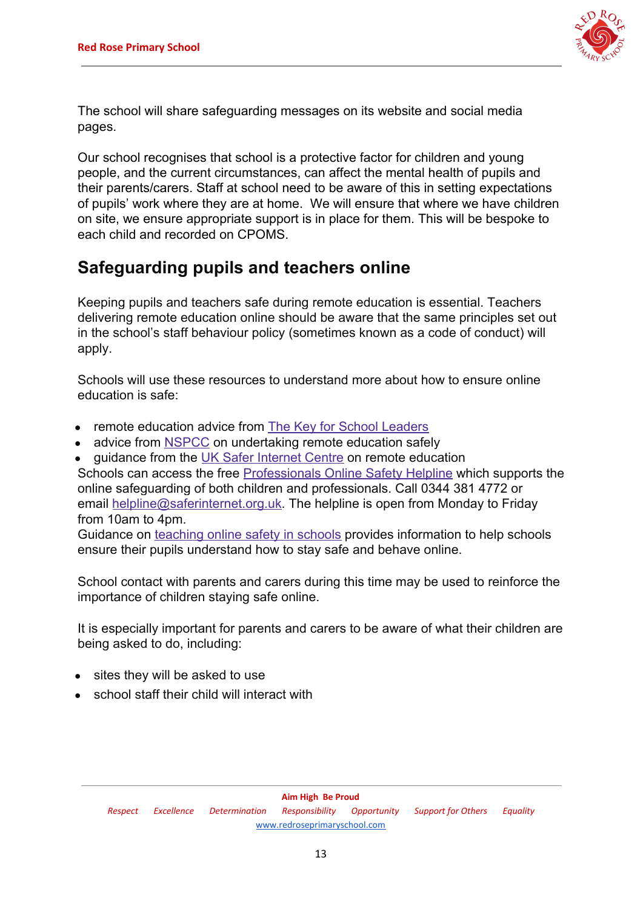The school will share safeguarding messages on its website and social media pages.

Our school recognises that school is a protective factor for children and young people, and the current circumstances, can affect the mental health of pupils and their parents/carers. Staff at school need to be aware of this in setting expectations of pupils' work where they are at home. We will ensure that where we have children on site, we ensure appropriate support is in place for them. This will be bespoke to each child and recorded on CPOMS.

## Safeguarding pupils and teachers online

Keeping pupils and teachers safe during remote education is essential. Teachers delivering remote education online should be aware that the same principles set out in the school's staff behaviour policy (sometimes known as a code of conduct) will apply.

Schools will use these resources to understand more about how to ensure online education is safe:

- remote education advice from The Key for School Leaders
- advice from NSPCC on undertaking remote education safely
- guidance from the UK Safer Internet Centre on remote education

Schools can access the free Professionals Online Safety Helpline which supports the online safeguarding of both children and professionals. Call 0344 381 4772 or email helpline@saferinternet.org.uk. The helpline is open from Monday to Friday from 10am to 4pm.
Guidance on teaching online safety in schools provides information to help schools ensure their pupils understand how to stay safe and behave online.

School contact with parents and carers during this time may be used to reinforce the importance of children staying safe online.

It is especially important for parents and carers to be aware of what their children are being asked to do, including:

- sites they will be asked to use
- school staff their child will interact with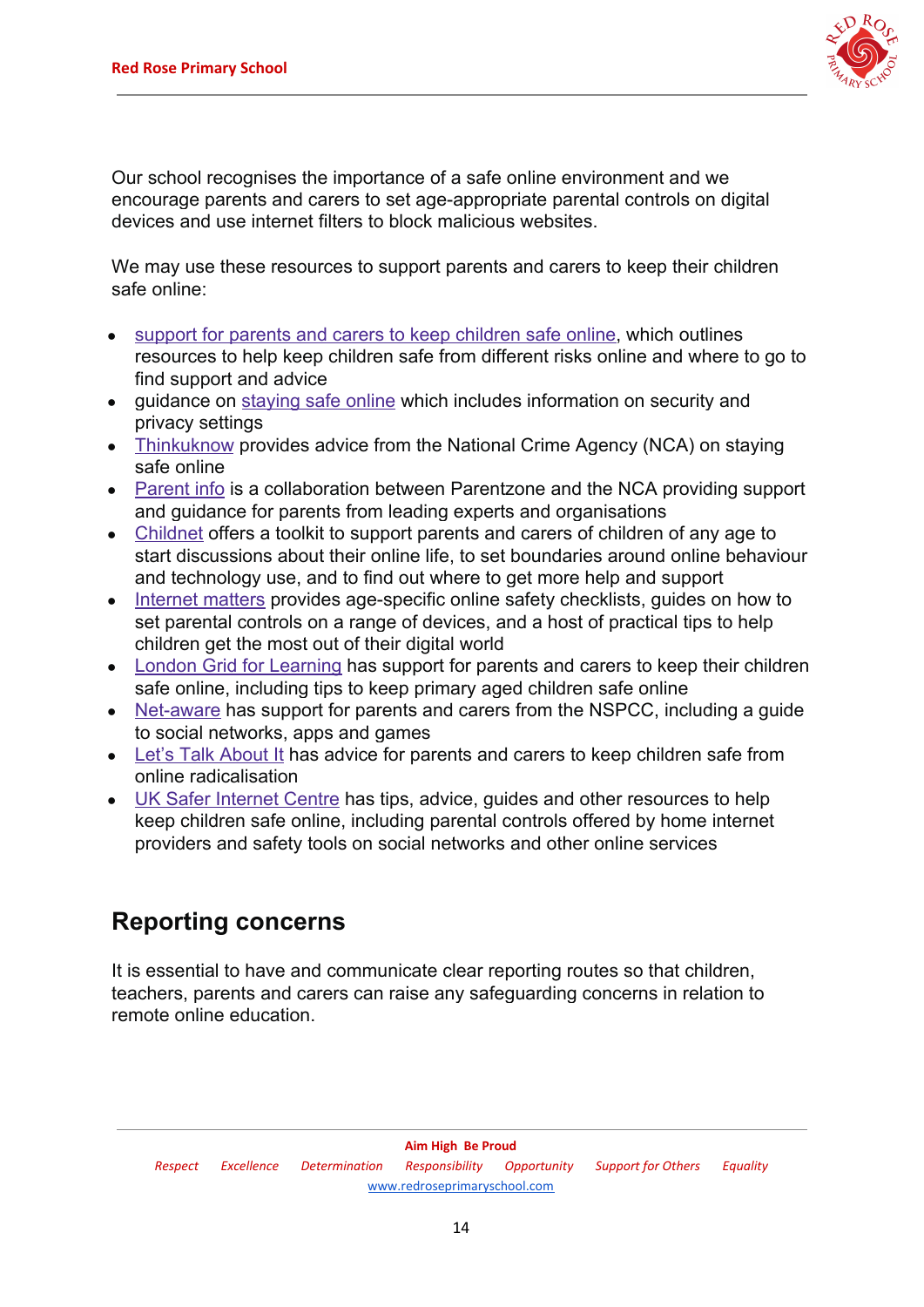Our school recognises the importance of a safe online environment and we encourage parents and carers to set age-appropriate parental controls on digital devices and use internet filters to block malicious websites.

We may use these resources to support parents and carers to keep their children safe online:

- support for parents and carers to keep children safe online, which outlines resources to help keep children safe from different risks online and where to go to find support and advice
- guidance on staying safe online which includes information on security and privacy settings
- Thinkuknow provides advice from the National Crime Agency (NCA) on staying safe online
- Parent info is a collaboration between Parentzone and the NCA providing support and guidance for parents from leading experts and organisations
- Childnet offers a toolkit to support parents and carers of children of any age to start discussions about their online life, to set boundaries around online behaviour and technology use, and to find out where to get more help and support
- Internet matters provides age-specific online safety checklists, guides on how to set parental controls on a range of devices, and a host of practical tips to help children get the most out of their digital world
- London Grid for Learning has support for parents and carers to keep their children safe online, including tips to keep primary aged children safe online
- Net-aware has support for parents and carers from the NSPCC, including a guide to social networks, apps and games
- Let's Talk About It has advice for parents and carers to keep children safe from online radicalisation
- UK Safer Internet Centre has tips, advice, guides and other resources to help keep children safe online, including parental controls offered by home internet providers and safety tools on social networks and other online services

## Reporting concerns

It is essential to have and communicate clear reporting routes so that children, teachers, parents and carers can raise any safeguarding concerns in relation to remote online education.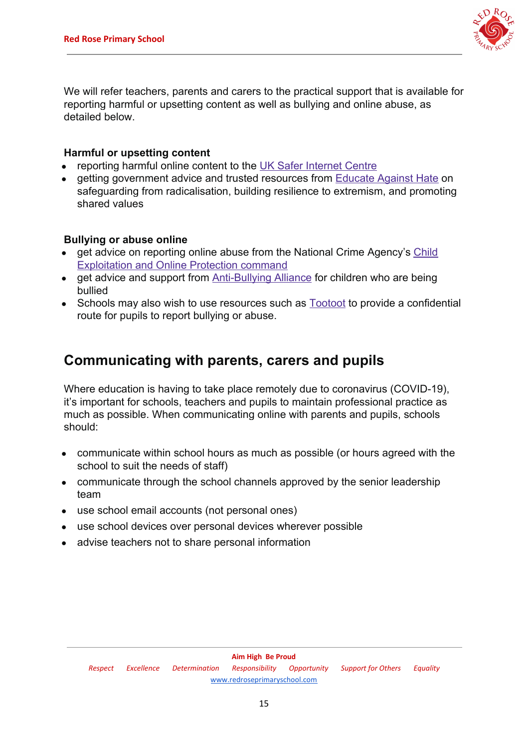We will refer teachers, parents and carers to the practical support that is available for reporting harmful or upsetting content as well as bullying and online abuse, as detailed below.

**Harmful or upsetting content**

- reporting harmful online content to the UK Safer Internet Centre
- getting government advice and trusted resources from Educate Against Hate on safeguarding from radicalisation, building resilience to extremism, and promoting shared values

**Bullying or abuse online**

- get advice on reporting online abuse from the National Crime Agency's Child Exploitation and Online Protection command
- get advice and support from Anti-Bullying Alliance for children who are being bullied
- Schools may also wish to use resources such as Tootoot to provide a confidential route for pupils to report bullying or abuse.

## Communicating with parents, carers and pupils

Where education is having to take place remotely due to coronavirus (COVID-19), it's important for schools, teachers and pupils to maintain professional practice as much as possible. When communicating online with parents and pupils, schools should:

- communicate within school hours as much as possible (or hours agreed with the school to suit the needs of staff)
- communicate through the school channels approved by the senior leadership team
- use school email accounts (not personal ones)
- use school devices over personal devices wherever possible
- advise teachers not to share personal information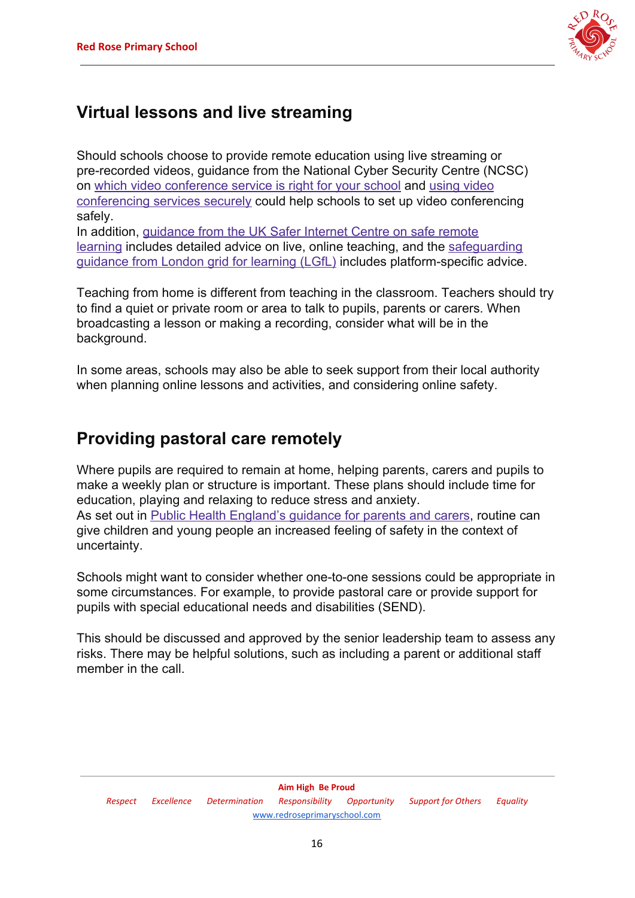## Virtual lessons and live streaming

Should schools choose to provide remote education using live streaming or pre-recorded videos, guidance from the National Cyber Security Centre (NCSC) on which video conference service is right for your school and using video conferencing services securely could help schools to set up video conferencing safely.
In addition, guidance from the UK Safer Internet Centre on safe remote learning includes detailed advice on live, online teaching, and the safeguarding guidance from London grid for learning (LGfL) includes platform-specific advice.

Teaching from home is different from teaching in the classroom. Teachers should try to find a quiet or private room or area to talk to pupils, parents or carers. When broadcasting a lesson or making a recording, consider what will be in the background.

In some areas, schools may also be able to seek support from their local authority when planning online lessons and activities, and considering online safety.

## Providing pastoral care remotely

Where pupils are required to remain at home, helping parents, carers and pupils to make a weekly plan or structure is important. These plans should include time for education, playing and relaxing to reduce stress and anxiety.
As set out in Public Health England's guidance for parents and carers, routine can give children and young people an increased feeling of safety in the context of uncertainty.

Schools might want to consider whether one-to-one sessions could be appropriate in some circumstances. For example, to provide pastoral care or provide support for pupils with special educational needs and disabilities (SEND).

This should be discussed and approved by the senior leadership team to assess any risks. There may be helpful solutions, such as including a parent or additional staff member in the call.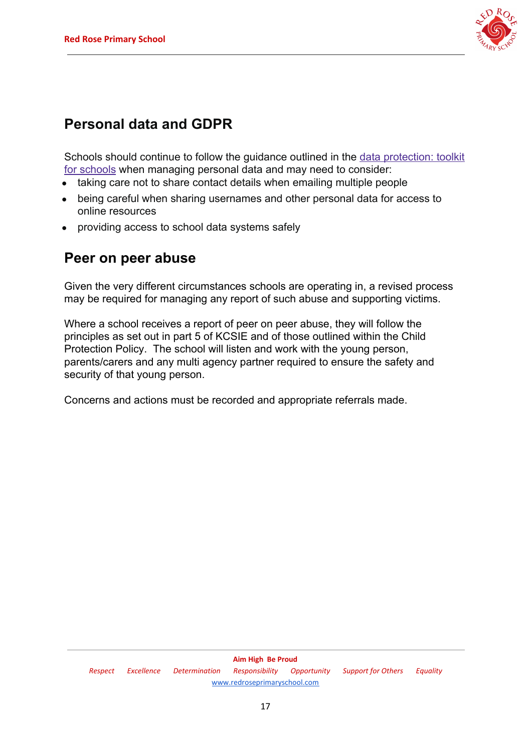## Personal data and GDPR

Schools should continue to follow the guidance outlined in the [data protection: toolkit for schools] when managing personal data and may need to consider:

- taking care not to share contact details when emailing multiple people
- being careful when sharing usernames and other personal data for access to online resources
- providing access to school data systems safely

## Peer on peer abuse

Given the very different circumstances schools are operating in, a revised process may be required for managing any report of such abuse and supporting victims.

Where a school receives a report of peer on peer abuse, they will follow the principles as set out in part 5 of KCSIE and of those outlined within the Child Protection Policy. The school will listen and work with the young person, parents/carers and any multi agency partner required to ensure the safety and security of that young person.

Concerns and actions must be recorded and appropriate referrals made.